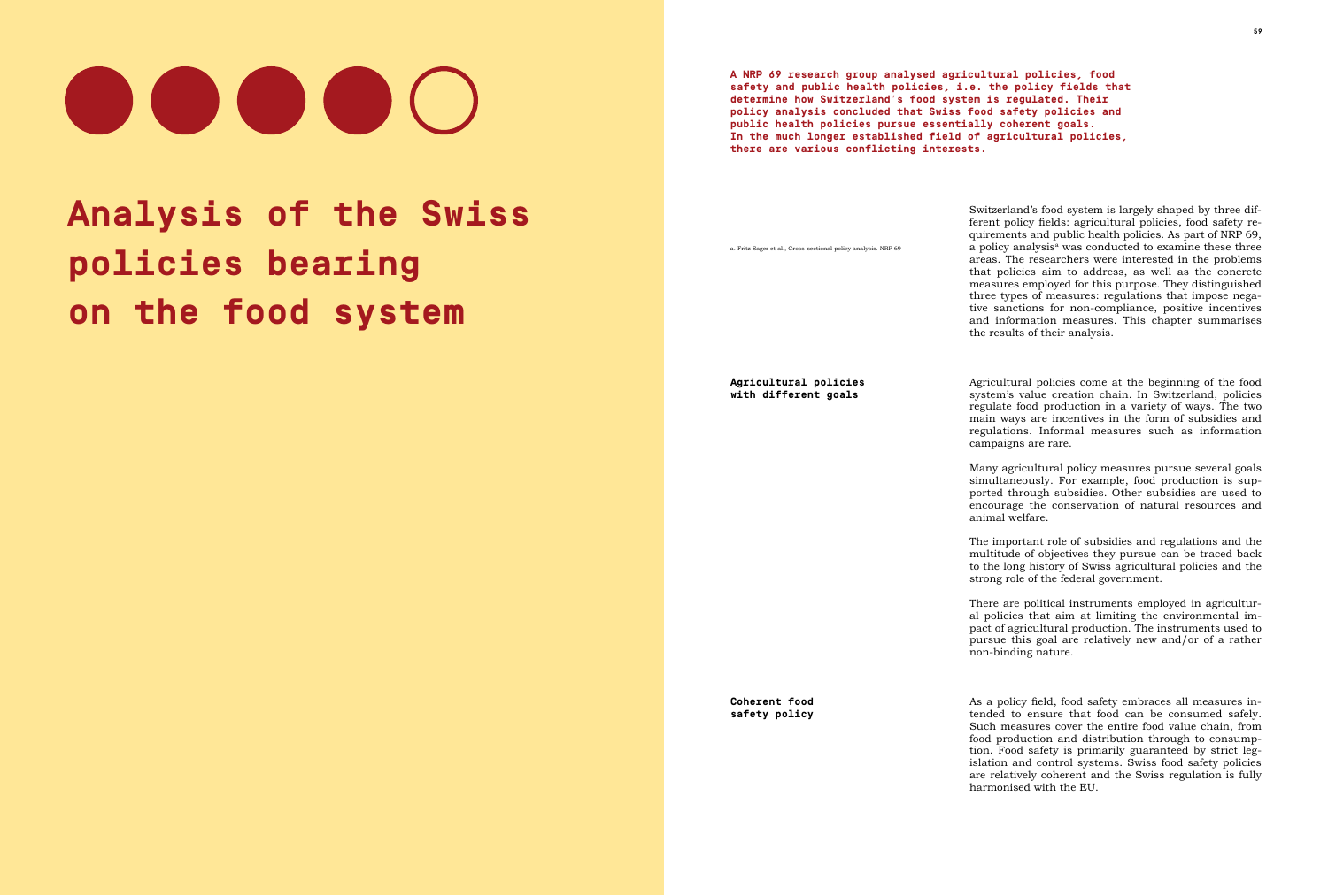# Analysis of the Swiss policies bearing on the food system

**A NRP 69 research group analysed agricultural policies, food safety and public health policies, i.e. the policy fields that determine how Switzerland's food system is regulated. Their policy analysis concluded that Swiss food safety policies and public health policies pursue essentially coherent goals. In the much longer established field of agricultural policies, there are various conflicting interests.**

Switzerland's food system is largely shaped by three different policy fields: agricultural policies, food safety requirements and public health policies. As part of NRP 69, a policy analysis[a] was conducted to examine these three areas. The researchers were interested in the problems that policies aim to address, as well as the concrete measures employed for this purpose. They distinguished three types of measures: regulations that impose negative sanctions for non-compliance, positive incentives and information measures. This chapter summarises the results of their analysis.

a. Fritz Sager et al., Cross-sectional policy analysis. NRP 69

## Agricultural policies with different goals

Agricultural policies come at the beginning of the food system's value creation chain. In Switzerland, policies regulate food production in a variety of ways. The two main ways are incentives in the form of subsidies and regulations. Informal measures such as information campaigns are rare.

Many agricultural policy measures pursue several goals simultaneously. For example, food production is supported through subsidies. Other subsidies are used to encourage the conservation of natural resources and animal welfare.

The important role of subsidies and regulations and the multitude of objectives they pursue can be traced back to the long history of Swiss agricultural policies and the strong role of the federal government.

There are political instruments employed in agricultural policies that aim at limiting the environmental impact of agricultural production. The instruments used to pursue this goal are relatively new and/or of a rather non-binding nature.

## Coherent food safety policy

As a policy field, food safety embraces all measures intended to ensure that food can be consumed safely. Such measures cover the entire food value chain, from food production and distribution through to consumption. Food safety is primarily guaranteed by strict legislation and control systems. Swiss food safety policies are relatively coherent and the Swiss regulation is fully harmonised with the EU.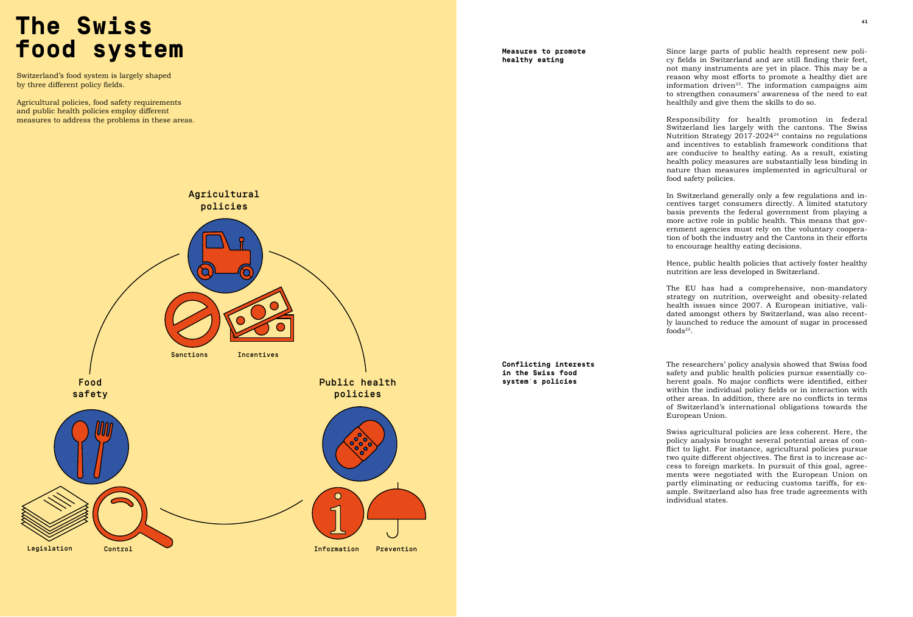# The Swiss food system

Switzerland's food system is largely shaped by three different policy fields.

Agricultural policies, food safety requirements and public health policies employ different measures to address the problems in these areas.

Agricultural policies

Sanctions

Incentives

Food safety

Legislation

Control

Public health policies

Information

Prevention

**Measures to promote healthy eating**

Since large parts of public health represent new policy fields in Switzerland and are still finding their feet, not many instruments are yet in place. This may be a reason why most efforts to promote a healthy diet are information driven[23]. The information campaigns aim to strengthen consumers' awareness of the need to eat healthily and give them the skills to do so.

Responsibility for health promotion in federal Switzerland lies largely with the cantons. The Swiss Nutrition Strategy 2017-2024[24] contains no regulations and incentives to establish framework conditions that are conducive to healthy eating. As a result, existing health policy measures are substantially less binding in nature than measures implemented in agricultural or food safety policies.

In Switzerland generally only a few regulations and incentives target consumers directly. A limited statutory basis prevents the federal government from playing a more active role in public health. This means that government agencies must rely on the voluntary cooperation of both the industry and the Cantons in their efforts to encourage healthy eating decisions.

Hence, public health policies that actively foster healthy nutrition are less developed in Switzerland.

The EU has had a comprehensive, non-mandatory strategy on nutrition, overweight and obesity-related health issues since 2007. A European initiative, validated amongst others by Switzerland, was also recently launched to reduce the amount of sugar in processed foods[25].

**Conflicting interests in the Swiss food system's policies**

The researchers' policy analysis showed that Swiss food safety and public health policies pursue essentially coherent goals. No major conflicts were identified, either within the individual policy fields or in interaction with other areas. In addition, there are no conflicts in terms of Switzerland's international obligations towards the European Union.

Swiss agricultural policies are less coherent. Here, the policy analysis brought several potential areas of conflict to light. For instance, agricultural policies pursue two quite different objectives. The first is to increase access to foreign markets. In pursuit of this goal, agreements were negotiated with the European Union on partly eliminating or reducing customs tariffs, for example. Switzerland also has free trade agreements with individual states.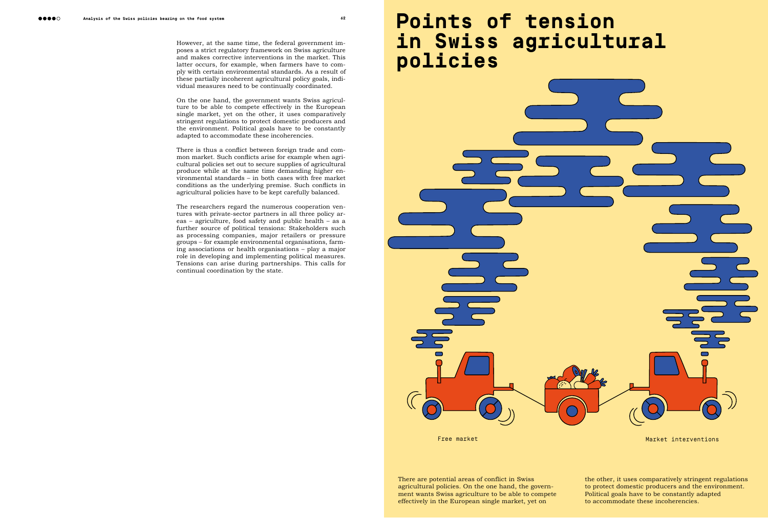However, at the same time, the federal government imposes a strict regulatory framework on Swiss agriculture and makes corrective interventions in the market. This latter occurs, for example, when farmers have to comply with certain environmental standards. As a result of these partially incoherent agricultural policy goals, individual measures need to be continually coordinated.

On the one hand, the government wants Swiss agriculture to be able to compete effectively in the European single market, yet on the other, it uses comparatively stringent regulations to protect domestic producers and the environment. Political goals have to be constantly adapted to accommodate these incoherencies.

There is thus a conflict between foreign trade and common market. Such conflicts arise for example when agricultural policies set out to secure supplies of agricultural produce while at the same time demanding higher environmental standards – in both cases with free market conditions as the underlying premise. Such conflicts in agricultural policies have to be kept carefully balanced.

The researchers regard the numerous cooperation ventures with private-sector partners in all three policy areas – agriculture, food safety and public health – as a further source of political tensions: Stakeholders such as processing companies, major retailers or pressure groups – for example environmental organisations, farming associations or health organisations – play a major role in developing and implementing political measures. Tensions can arise during partnerships. This calls for continual coordination by the state.

# Points of tension in Swiss agricultural policies

Free market

Market interventions

There are potential areas of conflict in Swiss agricultural policies. On the one hand, the government wants Swiss agriculture to be able to compete effectively in the European single market, yet on the other, it uses comparatively stringent regulations to protect domestic producers and the environment. Political goals have to be constantly adapted to accommodate these incoherencies.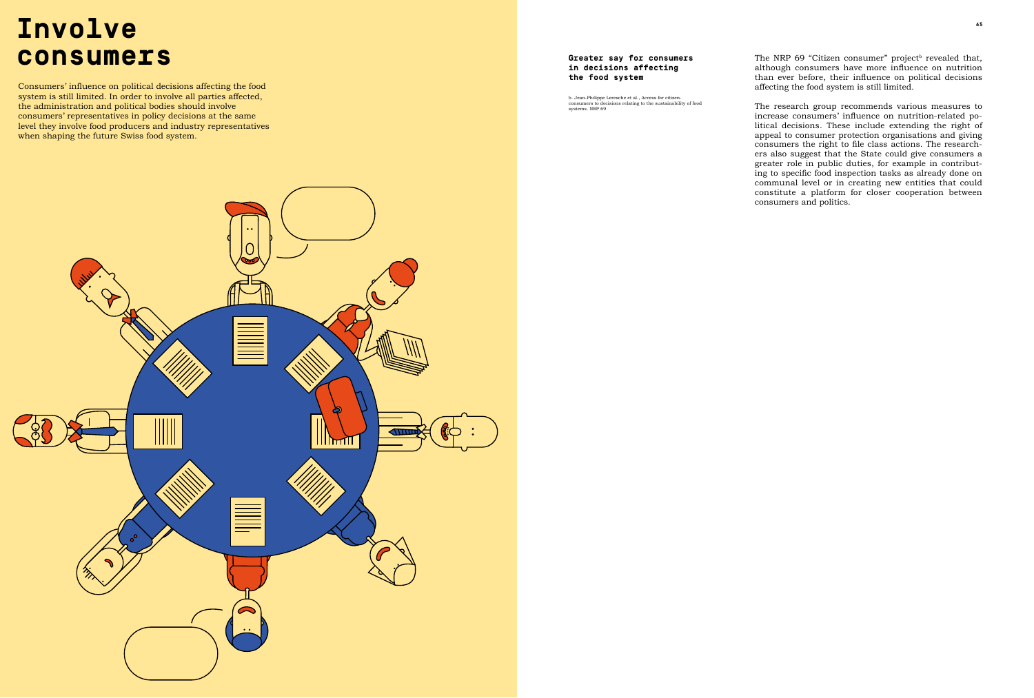# Involve consumers

Consumers' influence on political decisions affecting the food system is still limited. In order to involve all parties affected, the administration and political bodies should involve consumers' representatives in policy decisions at the same level they involve food producers and industry representatives when shaping the future Swiss food system.

## Greater say for consumers in decisions affecting the food system

The NRP 69 "Citizen consumer" project[b] revealed that, although consumers have more influence on nutrition than ever before, their influence on political decisions affecting the food system is still limited.

The research group recommends various measures to increase consumers' influence on nutrition-related political decisions. These include extending the right of appeal to consumer protection organisations and giving consumers the right to file class actions. The researchers also suggest that the State could give consumers a greater role in public duties, for example in contributing to specific food inspection tasks as already done on communal level or in creating new entities that could constitute a platform for closer cooperation between consumers and politics.

b. Jean-Philippe Leresche et al., Access for citizen-consumers to decisions relating to the sustainability of food systems. NRP 69